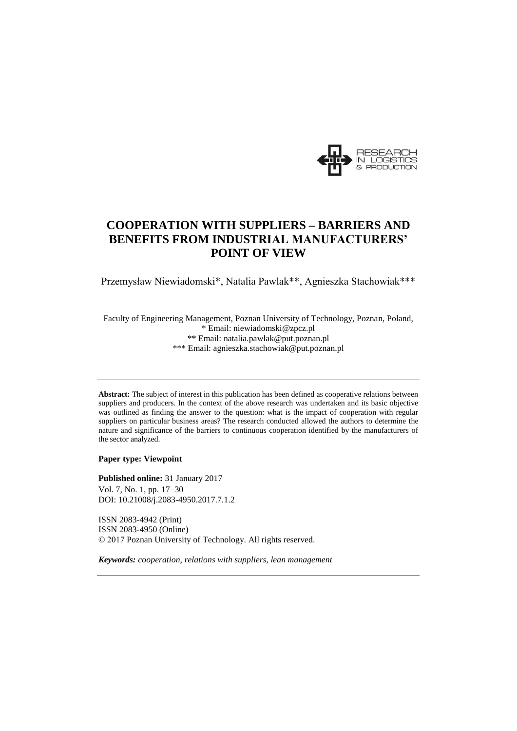# COOPERATION WITH SUPPLIERS – BARRIERS AND BENEFITS FROM INDUSTRIAL MANUFACTURERS' POINT OF VIEW

Przemysław Niewiadomski*, Natalia Pawlak**, Agnieszka Stachowiak***

Faculty of Engineering Management, Poznan University of Technology, Poznan, Poland,
\* Email: niewiadomski@zpcz.pl
\** Email: natalia.pawlak@put.poznan.pl
\*** Email: agnieszka.stachowiak@put.poznan.pl

---

**Abstract:** The subject of interest in this publication has been defined as cooperative relations between suppliers and producers. In the context of the above research was undertaken and its basic objective was outlined as finding the answer to the question: what is the impact of cooperation with regular suppliers on particular business areas? The research conducted allowed the authors to determine the nature and significance of the barriers to continuous cooperation identified by the manufacturers of the sector analyzed.

**Paper type: Viewpoint**

**Published online:** 31 January 2017
Vol. 7, No. 1, pp. 17–30
DOI: 10.21008/j.2083-4950.2017.7.1.2

ISSN 2083-4942 (Print)
ISSN 2083-4950 (Online)
© 2017 Poznan University of Technology. All rights reserved.

***Keywords:*** *cooperation, relations with suppliers, lean management*

---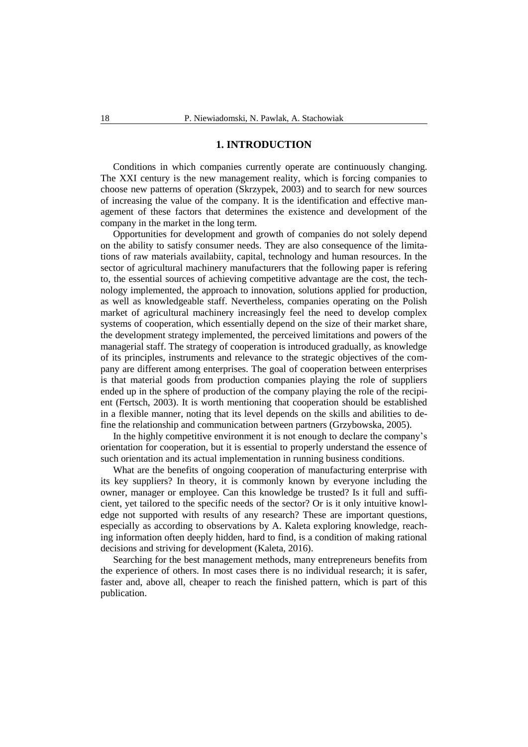# 1. INTRODUCTION

Conditions in which companies currently operate are continuously changing. The XXI century is the new management reality, which is forcing companies to choose new patterns of operation (Skrzypek, 2003) and to search for new sources of increasing the value of the company. It is the identification and effective management of these factors that determines the existence and development of the company in the market in the long term.

Opportunities for development and growth of companies do not solely depend on the ability to satisfy consumer needs. They are also consequence of the limitations of raw materials availabiity, capital, technology and human resources. In the sector of agricultural machinery manufacturers that the following paper is refering to, the essential sources of achieving competitive advantage are the cost, the technology implemented, the approach to innovation, solutions applied for production, as well as knowledgeable staff. Nevertheless, companies operating on the Polish market of agricultural machinery increasingly feel the need to develop complex systems of cooperation, which essentially depend on the size of their market share, the development strategy implemented, the perceived limitations and powers of the managerial staff. The strategy of cooperation is introduced gradually, as knowledge of its principles, instruments and relevance to the strategic objectives of the company are different among enterprises. The goal of cooperation between enterprises is that material goods from production companies playing the role of suppliers ended up in the sphere of production of the company playing the role of the recipient (Fertsch, 2003). It is worth mentioning that cooperation should be established in a flexible manner, noting that its level depends on the skills and abilities to define the relationship and communication between partners (Grzybowska, 2005).

In the highly competitive environment it is not enough to declare the company's orientation for cooperation, but it is essential to properly understand the essence of such orientation and its actual implementation in running business conditions.

What are the benefits of ongoing cooperation of manufacturing enterprise with its key suppliers? In theory, it is commonly known by everyone including the owner, manager or employee. Can this knowledge be trusted? Is it full and sufficient, yet tailored to the specific needs of the sector? Or is it only intuitive knowledge not supported with results of any research? These are important questions, especially as according to observations by A. Kaleta exploring knowledge, reaching information often deeply hidden, hard to find, is a condition of making rational decisions and striving for development (Kaleta, 2016).

Searching for the best management methods, many entrepreneurs benefits from the experience of others. In most cases there is no individual research; it is safer, faster and, above all, cheaper to reach the finished pattern, which is part of this publication.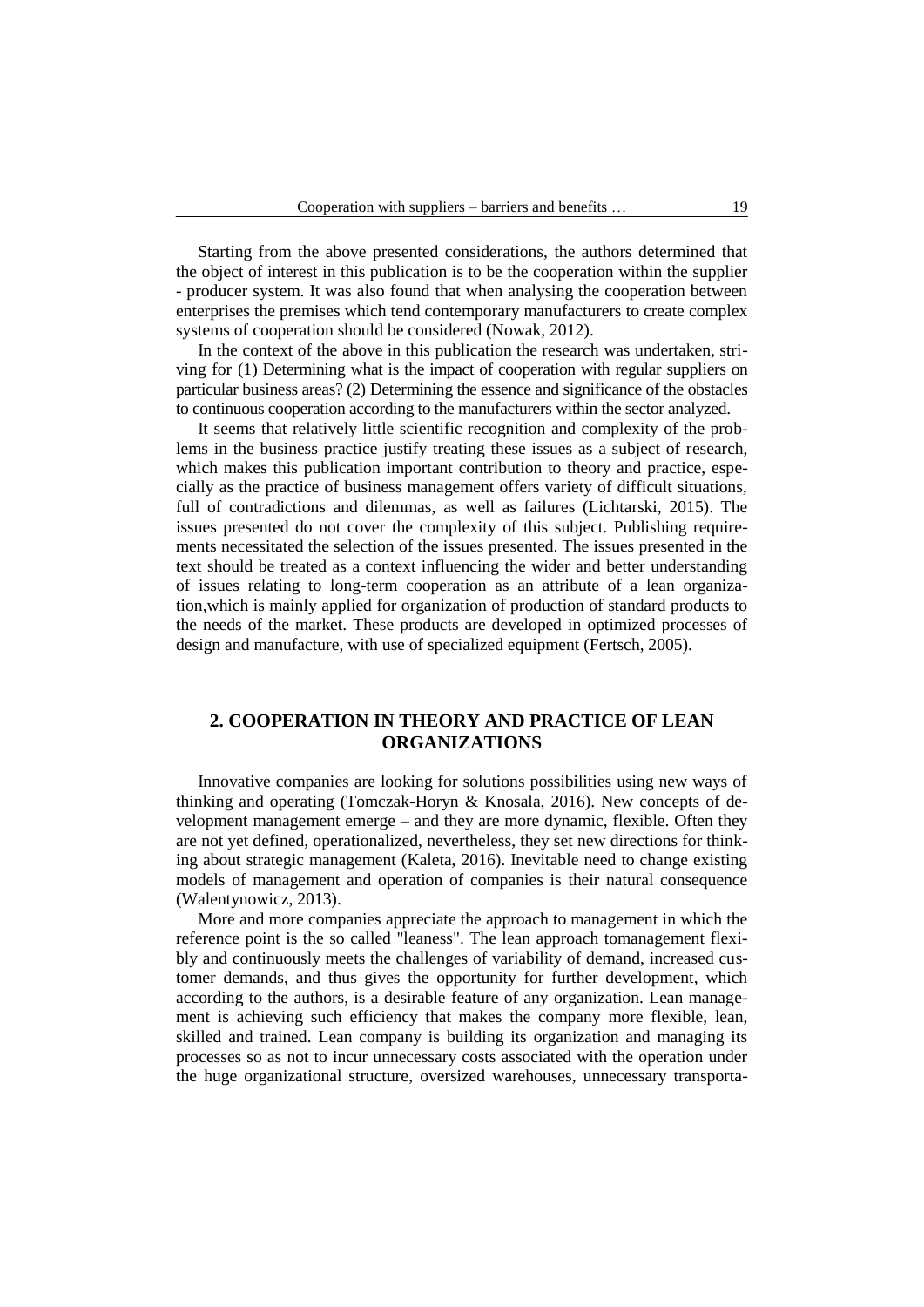Starting from the above presented considerations, the authors determined that the object of interest in this publication is to be the cooperation within the supplier - producer system. It was also found that when analysing the cooperation between enterprises the premises which tend contemporary manufacturers to create complex systems of cooperation should be considered (Nowak, 2012).

In the context of the above in this publication the research was undertaken, striving for (1) Determining what is the impact of cooperation with regular suppliers on particular business areas? (2) Determining the essence and significance of the obstacles to continuous cooperation according to the manufacturers within the sector analyzed.

It seems that relatively little scientific recognition and complexity of the problems in the business practice justify treating these issues as a subject of research, which makes this publication important contribution to theory and practice, especially as the practice of business management offers variety of difficult situations, full of contradictions and dilemmas, as well as failures (Lichtarski, 2015). The issues presented do not cover the complexity of this subject. Publishing requirements necessitated the selection of the issues presented. The issues presented in the text should be treated as a context influencing the wider and better understanding of issues relating to long-term cooperation as an attribute of a lean organization,which is mainly applied for organization of production of standard products to the needs of the market. These products are developed in optimized processes of design and manufacture, with use of specialized equipment (Fertsch, 2005).

## 2. COOPERATION IN THEORY AND PRACTICE OF LEAN ORGANIZATIONS

Innovative companies are looking for solutions possibilities using new ways of thinking and operating (Tomczak-Horyn & Knosala, 2016). New concepts of development management emerge – and they are more dynamic, flexible. Often they are not yet defined, operationalized, nevertheless, they set new directions for thinking about strategic management (Kaleta, 2016). Inevitable need to change existing models of management and operation of companies is their natural consequence (Walentynowicz, 2013).

More and more companies appreciate the approach to management in which the reference point is the so called "leaness". The lean approach tomanagement flexibly and continuously meets the challenges of variability of demand, increased customer demands, and thus gives the opportunity for further development, which according to the authors, is a desirable feature of any organization. Lean management is achieving such efficiency that makes the company more flexible, lean, skilled and trained. Lean company is building its organization and managing its processes so as not to incur unnecessary costs associated with the operation under the huge organizational structure, oversized warehouses, unnecessary transporta-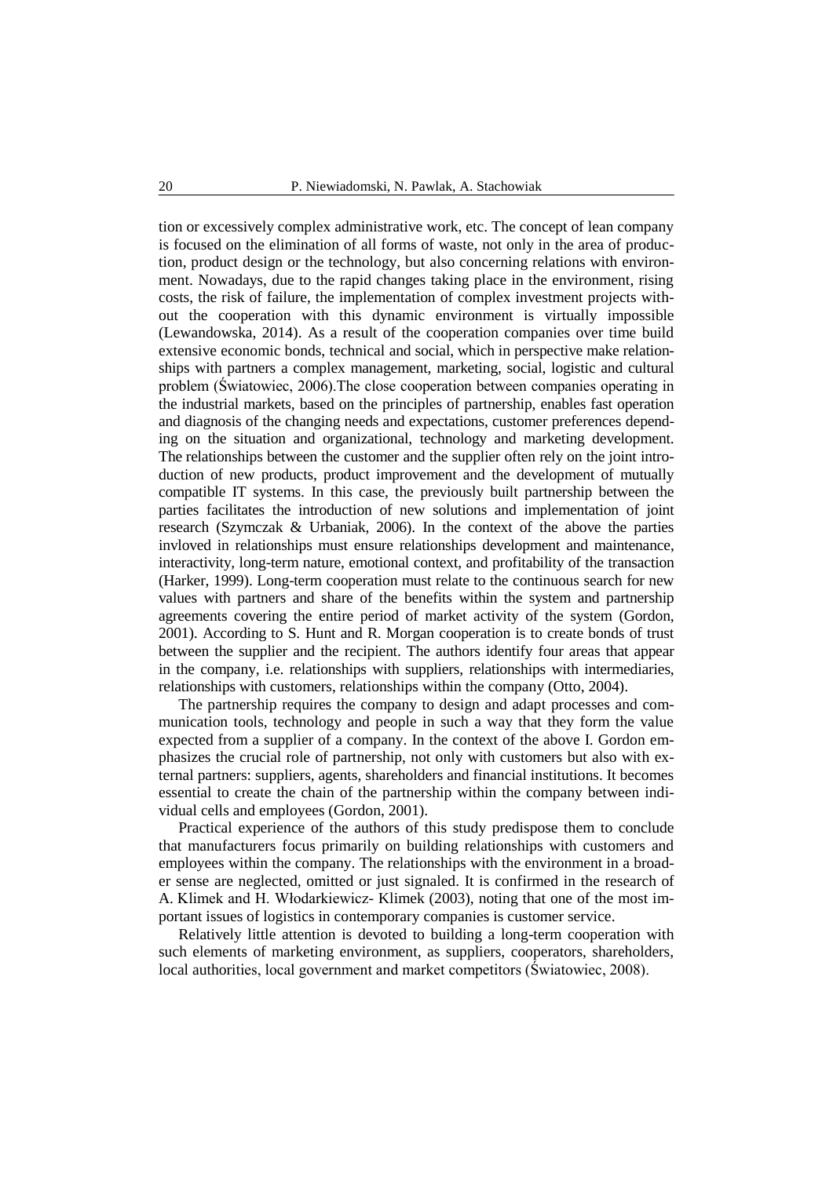tion or excessively complex administrative work, etc. The concept of lean company is focused on the elimination of all forms of waste, not only in the area of production, product design or the technology, but also concerning relations with environment. Nowadays, due to the rapid changes taking place in the environment, rising costs, the risk of failure, the implementation of complex investment projects without the cooperation with this dynamic environment is virtually impossible (Lewandowska, 2014). As a result of the cooperation companies over time build extensive economic bonds, technical and social, which in perspective make relationships with partners a complex management, marketing, social, logistic and cultural problem (Światowiec, 2006).The close cooperation between companies operating in the industrial markets, based on the principles of partnership, enables fast operation and diagnosis of the changing needs and expectations, customer preferences depending on the situation and organizational, technology and marketing development. The relationships between the customer and the supplier often rely on the joint introduction of new products, product improvement and the development of mutually compatible IT systems. In this case, the previously built partnership between the parties facilitates the introduction of new solutions and implementation of joint research (Szymczak & Urbaniak, 2006). In the context of the above the parties invloved in relationships must ensure relationships development and maintenance, interactivity, long-term nature, emotional context, and profitability of the transaction (Harker, 1999). Long-term cooperation must relate to the continuous search for new values with partners and share of the benefits within the system and partnership agreements covering the entire period of market activity of the system (Gordon, 2001). According to S. Hunt and R. Morgan cooperation is to create bonds of trust between the supplier and the recipient. The authors identify four areas that appear in the company, i.e. relationships with suppliers, relationships with intermediaries, relationships with customers, relationships within the company (Otto, 2004).

The partnership requires the company to design and adapt processes and communication tools, technology and people in such a way that they form the value expected from a supplier of a company. In the context of the above I. Gordon emphasizes the crucial role of partnership, not only with customers but also with external partners: suppliers, agents, shareholders and financial institutions. It becomes essential to create the chain of the partnership within the company between individual cells and employees (Gordon, 2001).

Practical experience of the authors of this study predispose them to conclude that manufacturers focus primarily on building relationships with customers and employees within the company. The relationships with the environment in a broader sense are neglected, omitted or just signaled. It is confirmed in the research of A. Klimek and H. Włodarkiewicz- Klimek (2003), noting that one of the most important issues of logistics in contemporary companies is customer service.

Relatively little attention is devoted to building a long-term cooperation with such elements of marketing environment, as suppliers, cooperators, shareholders, local authorities, local government and market competitors (Światowiec, 2008).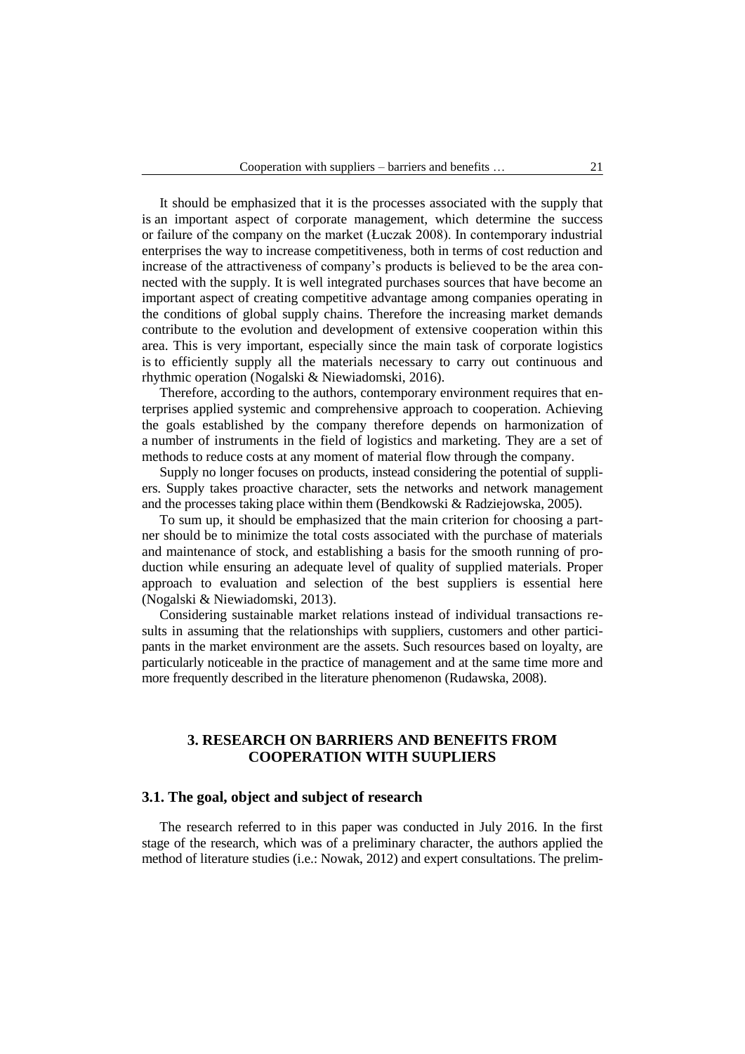It should be emphasized that it is the processes associated with the supply that is an important aspect of corporate management, which determine the success or failure of the company on the market (Łuczak 2008). In contemporary industrial enterprises the way to increase competitiveness, both in terms of cost reduction and increase of the attractiveness of company's products is believed to be the area connected with the supply. It is well integrated purchases sources that have become an important aspect of creating competitive advantage among companies operating in the conditions of global supply chains. Therefore the increasing market demands contribute to the evolution and development of extensive cooperation within this area. This is very important, especially since the main task of corporate logistics is to efficiently supply all the materials necessary to carry out continuous and rhythmic operation (Nogalski & Niewiadomski, 2016).

Therefore, according to the authors, contemporary environment requires that enterprises applied systemic and comprehensive approach to cooperation. Achieving the goals established by the company therefore depends on harmonization of a number of instruments in the field of logistics and marketing. They are a set of methods to reduce costs at any moment of material flow through the company.

Supply no longer focuses on products, instead considering the potential of suppliers. Supply takes proactive character, sets the networks and network management and the processes taking place within them (Bendkowski & Radziejowska, 2005).

To sum up, it should be emphasized that the main criterion for choosing a partner should be to minimize the total costs associated with the purchase of materials and maintenance of stock, and establishing a basis for the smooth running of production while ensuring an adequate level of quality of supplied materials. Proper approach to evaluation and selection of the best suppliers is essential here (Nogalski & Niewiadomski, 2013).

Considering sustainable market relations instead of individual transactions results in assuming that the relationships with suppliers, customers and other participants in the market environment are the assets. Such resources based on loyalty, are particularly noticeable in the practice of management and at the same time more and more frequently described in the literature phenomenon (Rudawska, 2008).

## 3. RESEARCH ON BARRIERS AND BENEFITS FROM COOPERATION WITH SUUPLIERS

### 3.1. The goal, object and subject of research

The research referred to in this paper was conducted in July 2016. In the first stage of the research, which was of a preliminary character, the authors applied the method of literature studies (i.e.: Nowak, 2012) and expert consultations. The prelim-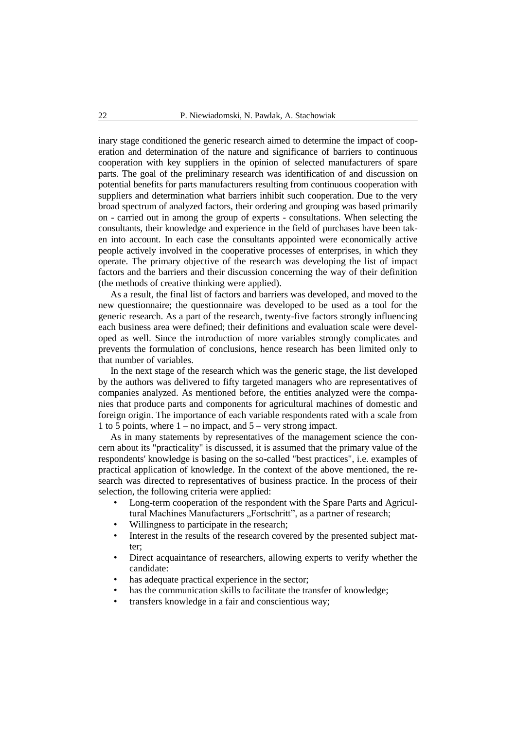inary stage conditioned the generic research aimed to determine the impact of cooperation and determination of the nature and significance of barriers to continuous cooperation with key suppliers in the opinion of selected manufacturers of spare parts. The goal of the preliminary research was identification of and discussion on potential benefits for parts manufacturers resulting from continuous cooperation with suppliers and determination what barriers inhibit such cooperation. Due to the very broad spectrum of analyzed factors, their ordering and grouping was based primarily on - carried out in among the group of experts - consultations. When selecting the consultants, their knowledge and experience in the field of purchases have been taken into account. In each case the consultants appointed were economically active people actively involved in the cooperative processes of enterprises, in which they operate. The primary objective of the research was developing the list of impact factors and the barriers and their discussion concerning the way of their definition (the methods of creative thinking were applied).

As a result, the final list of factors and barriers was developed, and moved to the new questionnaire; the questionnaire was developed to be used as a tool for the generic research. As a part of the research, twenty-five factors strongly influencing each business area were defined; their definitions and evaluation scale were developed as well. Since the introduction of more variables strongly complicates and prevents the formulation of conclusions, hence research has been limited only to that number of variables.

In the next stage of the research which was the generic stage, the list developed by the authors was delivered to fifty targeted managers who are representatives of companies analyzed. As mentioned before, the entities analyzed were the companies that produce parts and components for agricultural machines of domestic and foreign origin. The importance of each variable respondents rated with a scale from 1 to 5 points, where 1 – no impact, and 5 – very strong impact.

As in many statements by representatives of the management science the concern about its "practicality" is discussed, it is assumed that the primary value of the respondents' knowledge is basing on the so-called "best practices", i.e. examples of practical application of knowledge. In the context of the above mentioned, the research was directed to representatives of business practice. In the process of their selection, the following criteria were applied:

- Long-term cooperation of the respondent with the Spare Parts and Agricultural Machines Manufacturers „Fortschritt", as a partner of research;
- Willingness to participate in the research;
- Interest in the results of the research covered by the presented subject matter;
- Direct acquaintance of researchers, allowing experts to verify whether the candidate:
- has adequate practical experience in the sector;
- has the communication skills to facilitate the transfer of knowledge;
- transfers knowledge in a fair and conscientious way;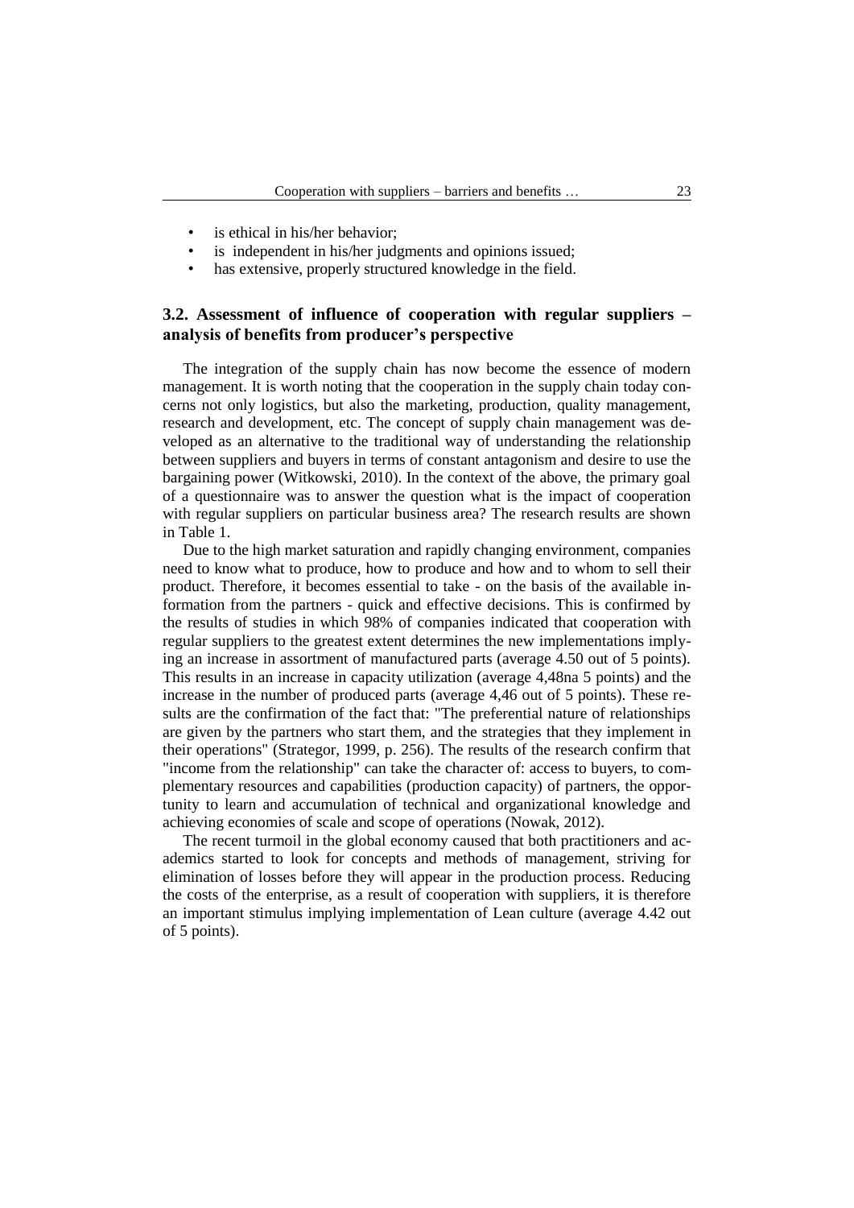- is ethical in his/her behavior;
- is independent in his/her judgments and opinions issued;
- has extensive, properly structured knowledge in the field.

### 3.2. Assessment of influence of cooperation with regular suppliers – analysis of benefits from producer's perspective

The integration of the supply chain has now become the essence of modern management. It is worth noting that the cooperation in the supply chain today concerns not only logistics, but also the marketing, production, quality management, research and development, etc. The concept of supply chain management was developed as an alternative to the traditional way of understanding the relationship between suppliers and buyers in terms of constant antagonism and desire to use the bargaining power (Witkowski, 2010). In the context of the above, the primary goal of a questionnaire was to answer the question what is the impact of cooperation with regular suppliers on particular business area? The research results are shown in Table 1.

Due to the high market saturation and rapidly changing environment, companies need to know what to produce, how to produce and how and to whom to sell their product. Therefore, it becomes essential to take - on the basis of the available information from the partners - quick and effective decisions. This is confirmed by the results of studies in which 98% of companies indicated that cooperation with regular suppliers to the greatest extent determines the new implementations implying an increase in assortment of manufactured parts (average 4.50 out of 5 points). This results in an increase in capacity utilization (average 4,48na 5 points) and the increase in the number of produced parts (average 4,46 out of 5 points). These results are the confirmation of the fact that: "The preferential nature of relationships are given by the partners who start them, and the strategies that they implement in their operations" (Strategor, 1999, p. 256). The results of the research confirm that "income from the relationship" can take the character of: access to buyers, to complementary resources and capabilities (production capacity) of partners, the opportunity to learn and accumulation of technical and organizational knowledge and achieving economies of scale and scope of operations (Nowak, 2012).

The recent turmoil in the global economy caused that both practitioners and academics started to look for concepts and methods of management, striving for elimination of losses before they will appear in the production process. Reducing the costs of the enterprise, as a result of cooperation with suppliers, it is therefore an important stimulus implying implementation of Lean culture (average 4.42 out of 5 points).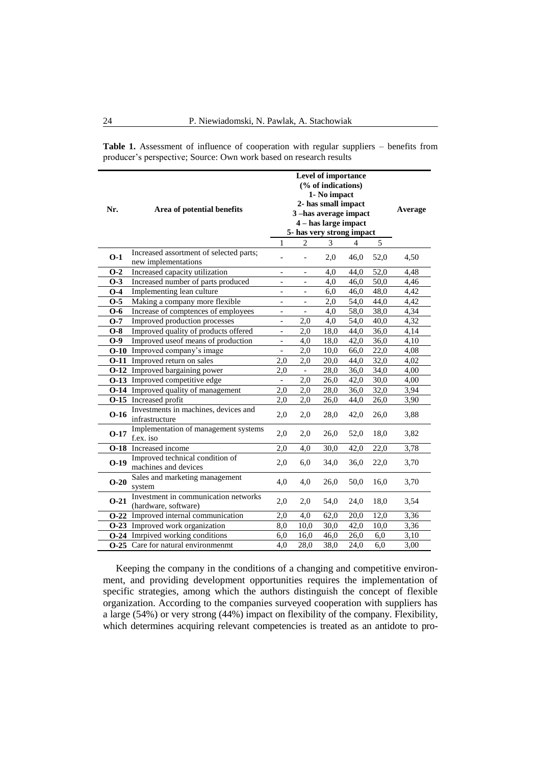**Table 1.** Assessment of influence of cooperation with regular suppliers – benefits from producer's perspective; Source: Own work based on research results

| Nr. | Area of potential benefits | Level of importance (% of indications) 1- No impact 2- has small impact 3 –has average impact 4 – has large impact 5- has very strong impact | | | | | Average |
|---|---|---|---|---|---|---|---|
| | | 1 | 2 | 3 | 4 | 5 | |
| **O-1** | Increased assortment of selected parts; new implementations | - | - | 2,0 | 46,0 | 52,0 | 4,50 |
| **O-2** | Increased capacity utilization | - | - | 4,0 | 44,0 | 52,0 | 4,48 |
| **O-3** | Increased number of parts produced | - | - | 4,0 | 46,0 | 50,0 | 4,46 |
| **O-4** | Implementing lean culture | - | - | 6,0 | 46,0 | 48,0 | 4,42 |
| **O-5** | Making a company more flexible | - | - | 2,0 | 54,0 | 44,0 | 4,42 |
| **O-6** | Increase of comptences of employees | - | - | 4,0 | 58,0 | 38,0 | 4,34 |
| **O-7** | Improved production processes | - | 2,0 | 4,0 | 54,0 | 40,0 | 4,32 |
| **O-8** | Improved quality of products offered | - | 2,0 | 18,0 | 44,0 | 36,0 | 4,14 |
| **O-9** | Improved useof means of production | - | 4,0 | 18,0 | 42,0 | 36,0 | 4,10 |
| **O-10** | Improved company's image | - | 2,0 | 10,0 | 66,0 | 22,0 | 4,08 |
| **O-11** | Improved return on sales | 2,0 | 2,0 | 20,0 | 44,0 | 32,0 | 4,02 |
| **O-12** | Improved bargaining power | 2,0 | - | 28,0 | 36,0 | 34,0 | 4,00 |
| **O-13** | Improved competitive edge | - | 2,0 | 26,0 | 42,0 | 30,0 | 4,00 |
| **O-14** | Improved quality of management | 2,0 | 2,0 | 28,0 | 36,0 | 32,0 | 3,94 |
| **O-15** | Increased profit | 2,0 | 2,0 | 26,0 | 44,0 | 26,0 | 3,90 |
| **O-16** | Investments in machines, devices and infrastructure | 2,0 | 2,0 | 28,0 | 42,0 | 26,0 | 3,88 |
| **O-17** | Implementation of management systems f.ex. iso | 2,0 | 2,0 | 26,0 | 52,0 | 18,0 | 3,82 |
| **O-18** | Increased income | 2,0 | 4,0 | 30,0 | 42,0 | 22,0 | 3,78 |
| **O-19** | Improved technical condition of machines and devices | 2,0 | 6,0 | 34,0 | 36,0 | 22,0 | 3,70 |
| **O-20** | Sales and marketing management system | 4,0 | 4,0 | 26,0 | 50,0 | 16,0 | 3,70 |
| **O-21** | Investment in communication networks (hardware, software) | 2,0 | 2,0 | 54,0 | 24,0 | 18,0 | 3,54 |
| **O-22** | Improved internal communication | 2,0 | 4,0 | 62,0 | 20,0 | 12,0 | 3,36 |
| **O-23** | Improved work organization | 8,0 | 10,0 | 30,0 | 42,0 | 10,0 | 3,36 |
| **O-24** | Imrpived working conditions | 6,0 | 16,0 | 46,0 | 26,0 | 6,0 | 3,10 |
| **O-25** | Care for natural environmenmt | 4,0 | 28,0 | 38,0 | 24,0 | 6,0 | 3,00 |

Keeping the company in the conditions of a changing and competitive environment, and providing development opportunities requires the implementation of specific strategies, among which the authors distinguish the concept of flexible organization. According to the companies surveyed cooperation with suppliers has a large (54%) or very strong (44%) impact on flexibility of the company. Flexibility, which determines acquiring relevant competencies is treated as an antidote to pro-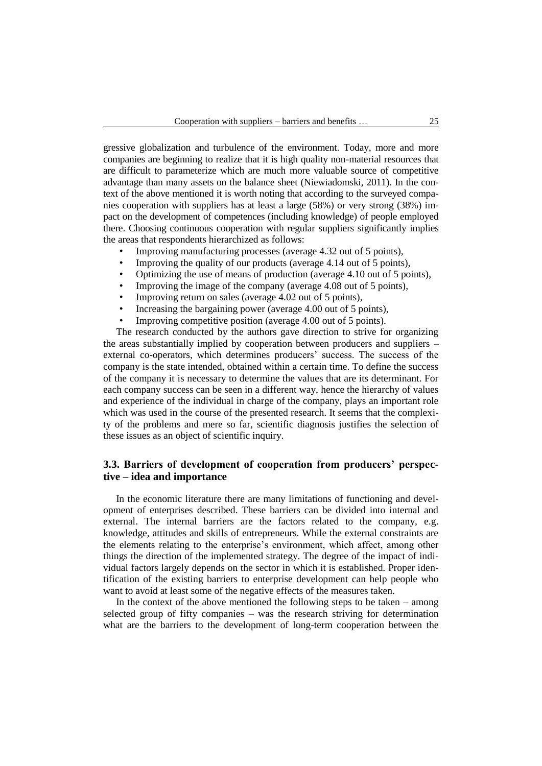gressive globalization and turbulence of the environment. Today, more and more companies are beginning to realize that it is high quality non-material resources that are difficult to parameterize which are much more valuable source of competitive advantage than many assets on the balance sheet (Niewiadomski, 2011). In the context of the above mentioned it is worth noting that according to the surveyed companies cooperation with suppliers has at least a large (58%) or very strong (38%) impact on the development of competences (including knowledge) of people employed there. Choosing continuous cooperation with regular suppliers significantly implies the areas that respondents hierarchized as follows:

- Improving manufacturing processes (average 4.32 out of 5 points),
- Improving the quality of our products (average 4.14 out of 5 points),
- Optimizing the use of means of production (average 4.10 out of 5 points),
- Improving the image of the company (average 4.08 out of 5 points),
- Improving return on sales (average 4.02 out of 5 points),
- Increasing the bargaining power (average 4.00 out of 5 points),
- Improving competitive position (average 4.00 out of 5 points).

The research conducted by the authors gave direction to strive for organizing the areas substantially implied by cooperation between producers and suppliers – external co-operators, which determines producers' success. The success of the company is the state intended, obtained within a certain time. To define the success of the company it is necessary to determine the values that are its determinant. For each company success can be seen in a different way, hence the hierarchy of values and experience of the individual in charge of the company, plays an important role which was used in the course of the presented research. It seems that the complexity of the problems and mere so far, scientific diagnosis justifies the selection of these issues as an object of scientific inquiry.

### 3.3. Barriers of development of cooperation from producers' perspective – idea and importance

In the economic literature there are many limitations of functioning and development of enterprises described. These barriers can be divided into internal and external. The internal barriers are the factors related to the company, e.g. knowledge, attitudes and skills of entrepreneurs. While the external constraints are the elements relating to the enterprise's environment, which affect, among other things the direction of the implemented strategy. The degree of the impact of individual factors largely depends on the sector in which it is established. Proper identification of the existing barriers to enterprise development can help people who want to avoid at least some of the negative effects of the measures taken.

In the context of the above mentioned the following steps to be taken – among selected group of fifty companies – was the research striving for determination what are the barriers to the development of long-term cooperation between the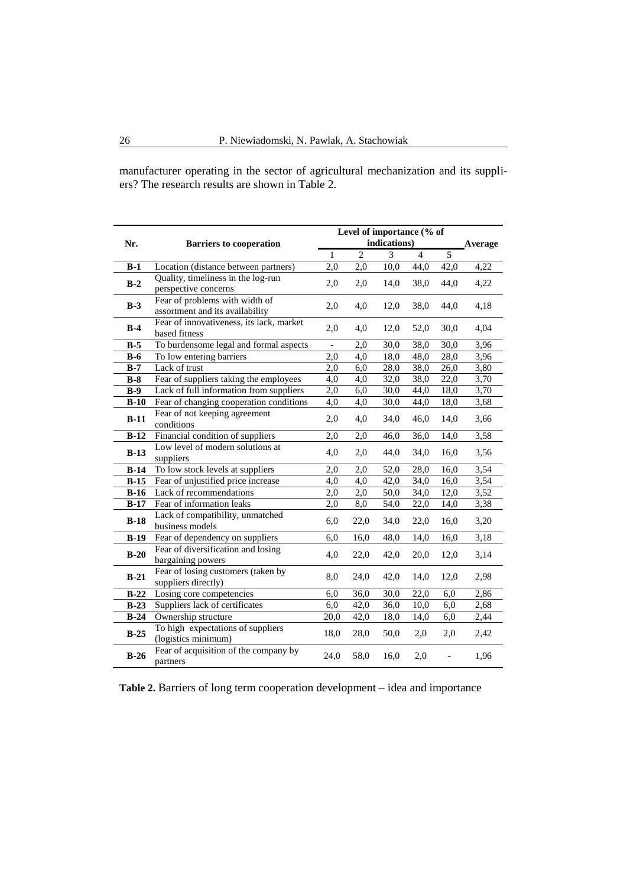manufacturer operating in the sector of agricultural mechanization and its suppliers? The research results are shown in Table 2.

| Nr. | Barriers to cooperation | Level of importance (% of indications) | | | | | Average |
|---|---|---|---|---|---|---|---|
| | | 1 | 2 | 3 | 4 | 5 | |
| **B-1** | Location (distance between partners) | 2,0 | 2,0 | 10,0 | 44,0 | 42,0 | 4,22 |
| **B-2** | Quality, timeliness in the log-run perspective concerns | 2,0 | 2,0 | 14,0 | 38,0 | 44,0 | 4,22 |
| **B-3** | Fear of problems with width of assortment and its availability | 2,0 | 4,0 | 12,0 | 38,0 | 44,0 | 4,18 |
| **B-4** | Fear of innovativeness, its lack, market based fitness | 2,0 | 4,0 | 12,0 | 52,0 | 30,0 | 4,04 |
| **B-5** | To burdensome legal and formal aspects | - | 2,0 | 30,0 | 38,0 | 30,0 | 3,96 |
| **B-6** | To low entering barriers | 2,0 | 4,0 | 18,0 | 48,0 | 28,0 | 3,96 |
| **B-7** | Lack of trust | 2,0 | 6,0 | 28,0 | 38,0 | 26,0 | 3,80 |
| **B-8** | Fear of suppliers taking the employees | 4,0 | 4,0 | 32,0 | 38,0 | 22,0 | 3,70 |
| **B-9** | Lack of full information from suppliers | 2,0 | 6,0 | 30,0 | 44,0 | 18,0 | 3,70 |
| **B-10** | Fear of changing cooperation conditions | 4,0 | 4,0 | 30,0 | 44,0 | 18,0 | 3,68 |
| **B-11** | Fear of not keeping agreement conditions | 2,0 | 4,0 | 34,0 | 46,0 | 14,0 | 3,66 |
| **B-12** | Financial condition of suppliers | 2,0 | 2,0 | 46,0 | 36,0 | 14,0 | 3,58 |
| **B-13** | Low level of modern solutions at suppliers | 4,0 | 2,0 | 44,0 | 34,0 | 16,0 | 3,56 |
| **B-14** | To low stock levels at suppliers | 2,0 | 2,0 | 52,0 | 28,0 | 16,0 | 3,54 |
| **B-15** | Fear of unjustified price increase | 4,0 | 4,0 | 42,0 | 34,0 | 16,0 | 3,54 |
| **B-16** | Lack of recommendations | 2,0 | 2,0 | 50,0 | 34,0 | 12,0 | 3,52 |
| **B-17** | Fear of information leaks | 2,0 | 8,0 | 54,0 | 22,0 | 14,0 | 3,38 |
| **B-18** | Lack of compatibility, unmatched business models | 6,0 | 22,0 | 34,0 | 22,0 | 16,0 | 3,20 |
| **B-19** | Fear of dependency on suppliers | 6,0 | 16,0 | 48,0 | 14,0 | 16,0 | 3,18 |
| **B-20** | Fear of diversification and losing bargaining powers | 4,0 | 22,0 | 42,0 | 20,0 | 12,0 | 3,14 |
| **B-21** | Fear of losing customers (taken by suppliers directly) | 8,0 | 24,0 | 42,0 | 14,0 | 12,0 | 2,98 |
| **B-22** | Losing core competencies | 6,0 | 36,0 | 30,0 | 22,0 | 6,0 | 2,86 |
| **B-23** | Suppliers lack of certificates | 6,0 | 42,0 | 36,0 | 10,0 | 6,0 | 2,68 |
| **B-24** | Ownership structure | 20,0 | 42,0 | 18,0 | 14,0 | 6,0 | 2,44 |
| **B-25** | To high expectations of suppliers (logistics minimum) | 18,0 | 28,0 | 50,0 | 2,0 | 2,0 | 2,42 |
| **B-26** | Fear of acquisition of the company by partners | 24,0 | 58,0 | 16,0 | 2,0 | - | 1,96 |

**Table 2.** Barriers of long term cooperation development – idea and importance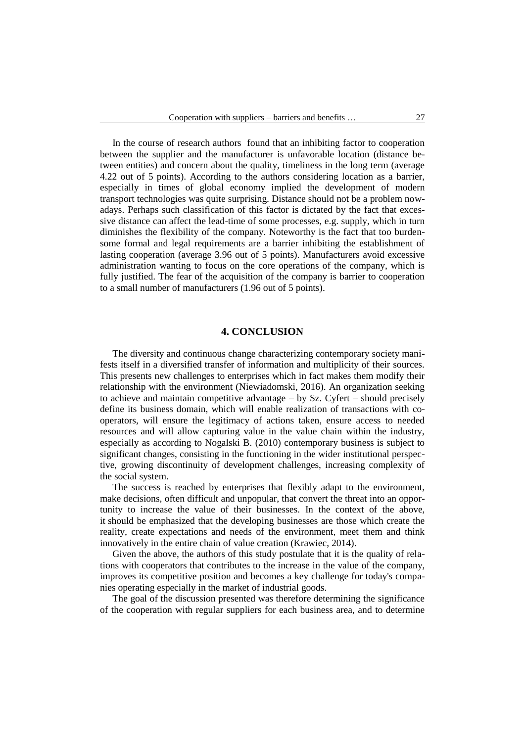In the course of research authors found that an inhibiting factor to cooperation between the supplier and the manufacturer is unfavorable location (distance between entities) and concern about the quality, timeliness in the long term (average 4.22 out of 5 points). According to the authors considering location as a barrier, especially in times of global economy implied the development of modern transport technologies was quite surprising. Distance should not be a problem nowadays. Perhaps such classification of this factor is dictated by the fact that excessive distance can affect the lead-time of some processes, e.g. supply, which in turn diminishes the flexibility of the company. Noteworthy is the fact that too burdensome formal and legal requirements are a barrier inhibiting the establishment of lasting cooperation (average 3.96 out of 5 points). Manufacturers avoid excessive administration wanting to focus on the core operations of the company, which is fully justified. The fear of the acquisition of the company is barrier to cooperation to a small number of manufacturers (1.96 out of 5 points).

## 4. CONCLUSION

The diversity and continuous change characterizing contemporary society manifests itself in a diversified transfer of information and multiplicity of their sources. This presents new challenges to enterprises which in fact makes them modify their relationship with the environment (Niewiadomski, 2016). An organization seeking to achieve and maintain competitive advantage – by Sz. Cyfert – should precisely define its business domain, which will enable realization of transactions with cooperators, will ensure the legitimacy of actions taken, ensure access to needed resources and will allow capturing value in the value chain within the industry, especially as according to Nogalski B. (2010) contemporary business is subject to significant changes, consisting in the functioning in the wider institutional perspective, growing discontinuity of development challenges, increasing complexity of the social system.

The success is reached by enterprises that flexibly adapt to the environment, make decisions, often difficult and unpopular, that convert the threat into an opportunity to increase the value of their businesses. In the context of the above, it should be emphasized that the developing businesses are those which create the reality, create expectations and needs of the environment, meet them and think innovatively in the entire chain of value creation (Krawiec, 2014).

Given the above, the authors of this study postulate that it is the quality of relations with cooperators that contributes to the increase in the value of the company, improves its competitive position and becomes a key challenge for today's companies operating especially in the market of industrial goods.

The goal of the discussion presented was therefore determining the significance of the cooperation with regular suppliers for each business area, and to determine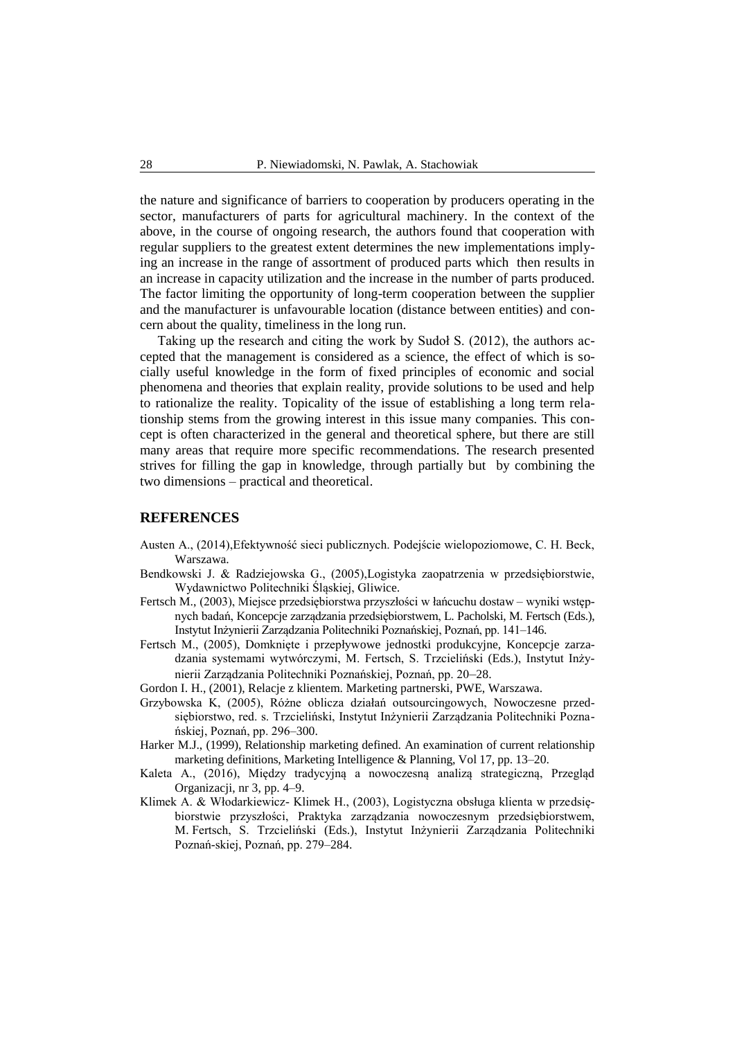the nature and significance of barriers to cooperation by producers operating in the sector, manufacturers of parts for agricultural machinery. In the context of the above, in the course of ongoing research, the authors found that cooperation with regular suppliers to the greatest extent determines the new implementations implying an increase in the range of assortment of produced parts which then results in an increase in capacity utilization and the increase in the number of parts produced. The factor limiting the opportunity of long-term cooperation between the supplier and the manufacturer is unfavourable location (distance between entities) and concern about the quality, timeliness in the long run.

Taking up the research and citing the work by Sudoł S. (2012), the authors accepted that the management is considered as a science, the effect of which is socially useful knowledge in the form of fixed principles of economic and social phenomena and theories that explain reality, provide solutions to be used and help to rationalize the reality. Topicality of the issue of establishing a long term relationship stems from the growing interest in this issue many companies. This concept is often characterized in the general and theoretical sphere, but there are still many areas that require more specific recommendations. The research presented strives for filling the gap in knowledge, through partially but by combining the two dimensions – practical and theoretical.

## REFERENCES

Austen A., (2014),Efektywność sieci publicznych. Podejście wielopoziomowe, C. H. Beck, Warszawa.

Bendkowski J. & Radziejowska G., (2005),Logistyka zaopatrzenia w przedsiębiorstwie, Wydawnictwo Politechniki Śląskiej, Gliwice.

Fertsch M., (2003), Miejsce przedsiębiorstwa przyszłości w łańcuchu dostaw – wyniki wstępnych badań, Koncepcje zarządzania przedsiębiorstwem, L. Pacholski, M. Fertsch (Eds.), Instytut Inżynierii Zarządzania Politechniki Poznańskiej, Poznań, pp. 141–146.

Fertsch M., (2005), Domknięte i przepływowe jednostki produkcyjne, Koncepcje zarzadzania systemami wytwórczymi, M. Fertsch, S. Trzcieliński (Eds.), Instytut Inżynierii Zarządzania Politechniki Poznańskiej, Poznań, pp. 20–28.

Gordon I. H., (2001), Relacje z klientem. Marketing partnerski, PWE, Warszawa.

Grzybowska K, (2005), Różne oblicza działań outsourcingowych, Nowoczesne przedsiębiorstwo, red. s. Trzcieliński, Instytut Inżynierii Zarządzania Politechniki Poznańskiej, Poznań, pp. 296–300.

Harker M.J., (1999), Relationship marketing defined. An examination of current relationship marketing definitions, Marketing Intelligence & Planning, Vol 17, pp. 13–20.

Kaleta A., (2016), Między tradycyjną a nowoczesną analizą strategiczną, Przegląd Organizacji, nr 3, pp. 4–9.

Klimek A. & Włodarkiewicz- Klimek H., (2003), Logistyczna obsługa klienta w przedsiębiorstwie przyszłości, Praktyka zarządzania nowoczesnym przedsiębiorstwem, M. Fertsch, S. Trzcieliński (Eds.), Instytut Inżynierii Zarządzania Politechniki Poznań-skiej, Poznań, pp. 279–284.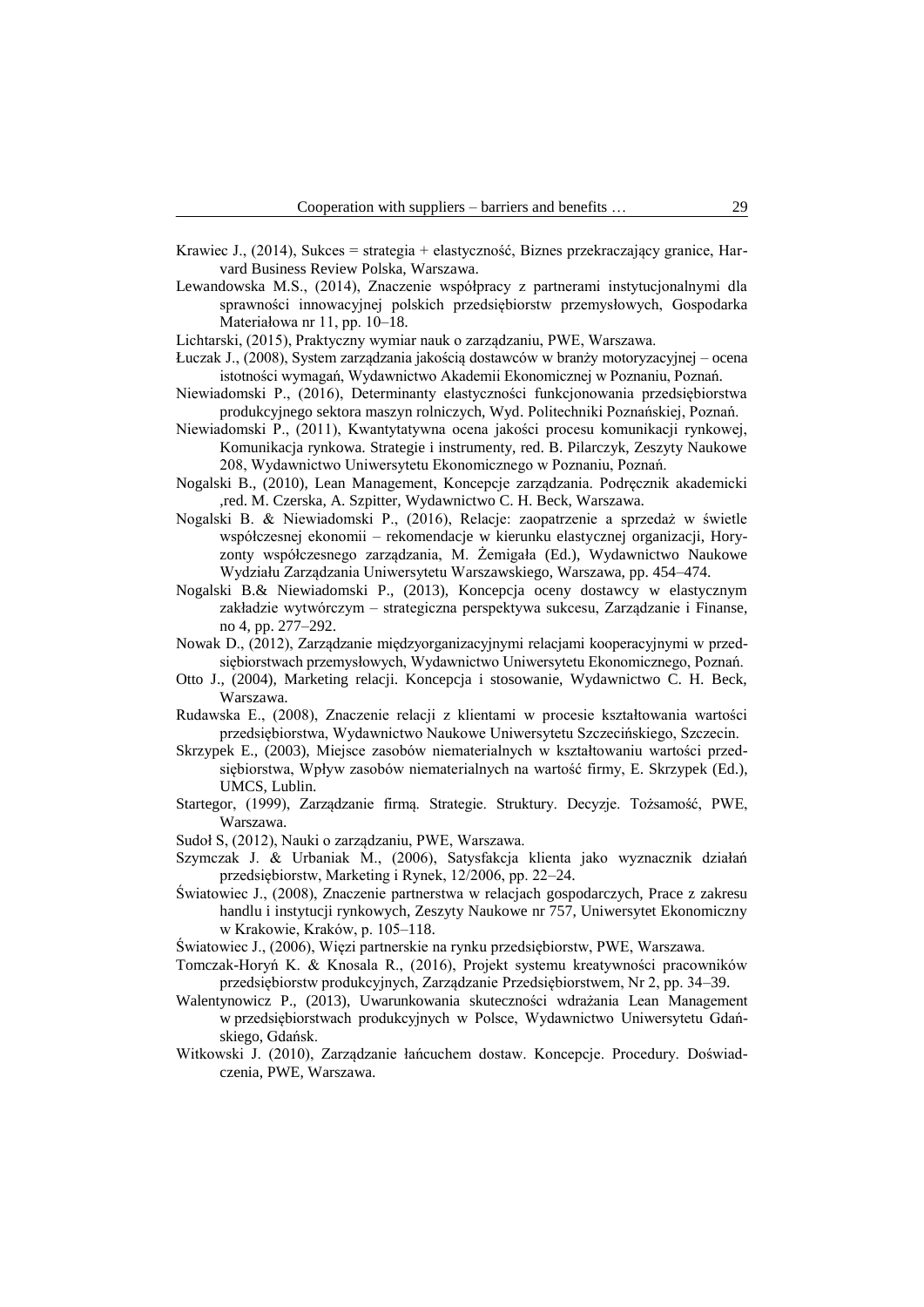Krawiec J., (2014), Sukces = strategia + elastyczność, Biznes przekraczający granice, Harvard Business Review Polska, Warszawa.

Lewandowska M.S., (2014), Znaczenie współpracy z partnerami instytucjonalnymi dla sprawności innowacyjnej polskich przedsiębiorstw przemysłowych, Gospodarka Materiałowa nr 11, pp. 10–18.

Lichtarski, (2015), Praktyczny wymiar nauk o zarządzaniu, PWE, Warszawa.

Łuczak J., (2008), System zarządzania jakością dostawców w branży motoryzacyjnej – ocena istotności wymagań, Wydawnictwo Akademii Ekonomicznej w Poznaniu, Poznań.

Niewiadomski P., (2016), Determinanty elastyczności funkcjonowania przedsiębiorstwa produkcyjnego sektora maszyn rolniczych, Wyd. Politechniki Poznańskiej, Poznań.

Niewiadomski P., (2011), Kwantytatywna ocena jakości procesu komunikacji rynkowej, Komunikacja rynkowa. Strategie i instrumenty, red. B. Pilarczyk, Zeszyty Naukowe 208, Wydawnictwo Uniwersytetu Ekonomicznego w Poznaniu, Poznań.

Nogalski B., (2010), Lean Management, Koncepcje zarządzania. Podręcznik akademicki ,red. M. Czerska, A. Szpitter, Wydawnictwo C. H. Beck, Warszawa.

Nogalski B. & Niewiadomski P., (2016), Relacje: zaopatrzenie a sprzedaż w świetle współczesnej ekonomii – rekomendacje w kierunku elastycznej organizacji, Horyzonty współczesnego zarządzania, M. Żemigała (Ed.), Wydawnictwo Naukowe Wydziału Zarządzania Uniwersytetu Warszawskiego, Warszawa, pp. 454–474.

Nogalski B.& Niewiadomski P., (2013), Koncepcja oceny dostawcy w elastycznym zakładzie wytwórczym – strategiczna perspektywa sukcesu, Zarządzanie i Finanse, no 4, pp. 277–292.

Nowak D., (2012), Zarządzanie międzyorganizacyjnymi relacjami kooperacyjnymi w przedsiębiorstwach przemysłowych, Wydawnictwo Uniwersytetu Ekonomicznego, Poznań.

Otto J., (2004), Marketing relacji. Koncepcja i stosowanie, Wydawnictwo C. H. Beck, Warszawa.

Rudawska E., (2008), Znaczenie relacji z klientami w procesie kształtowania wartości przedsiębiorstwa, Wydawnictwo Naukowe Uniwersytetu Szczecińskiego, Szczecin.

Skrzypek E., (2003), Miejsce zasobów niematerialnych w kształtowaniu wartości przedsiębiorstwa, Wpływ zasobów niematerialnych na wartość firmy, E. Skrzypek (Ed.), UMCS, Lublin.

Startegor, (1999), Zarządzanie firmą. Strategie. Struktury. Decyzje. Tożsamość, PWE, Warszawa.

Sudoł S, (2012), Nauki o zarządzaniu, PWE, Warszawa.

Szymczak J. & Urbaniak M., (2006), Satysfakcja klienta jako wyznacznik działań przedsiębiorstw, Marketing i Rynek, 12/2006, pp. 22–24.

Światowiec J., (2008), Znaczenie partnerstwa w relacjach gospodarczych, Prace z zakresu handlu i instytucji rynkowych, Zeszyty Naukowe nr 757, Uniwersytet Ekonomiczny w Krakowie, Kraków, p. 105–118.

Światowiec J., (2006), Więzi partnerskie na rynku przedsiębiorstw, PWE, Warszawa.

Tomczak-Horyń K. & Knosala R., (2016), Projekt systemu kreatywności pracowników przedsiębiorstw produkcyjnych, Zarządzanie Przedsiębiorstwem, Nr 2, pp. 34–39.

Walentynowicz P., (2013), Uwarunkowania skuteczności wdrażania Lean Management w przedsiębiorstwach produkcyjnych w Polsce, Wydawnictwo Uniwersytetu Gdańskiego, Gdańsk.

Witkowski J. (2010), Zarządzanie łańcuchem dostaw. Koncepcje. Procedury. Doświadczenia, PWE, Warszawa.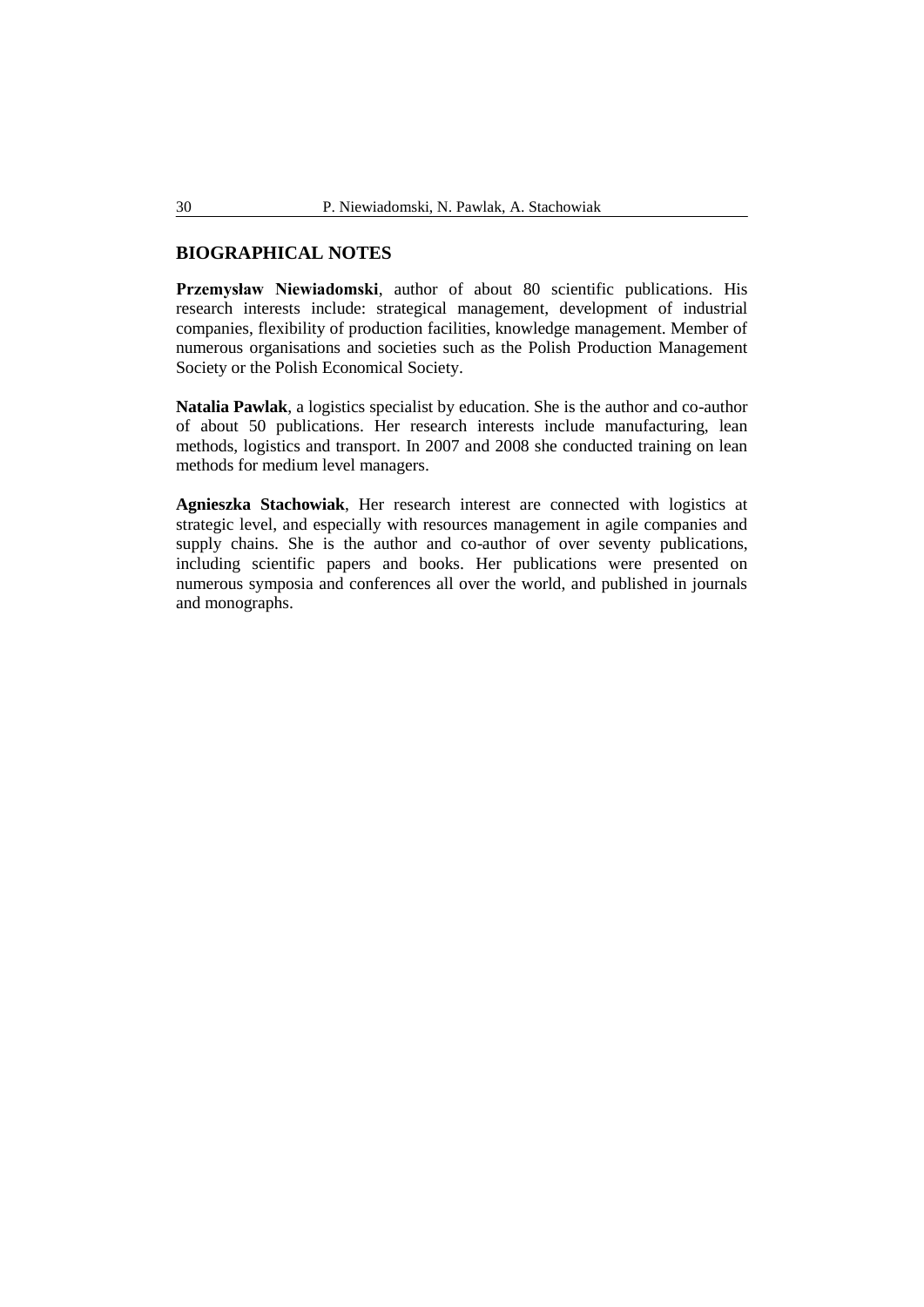## BIOGRAPHICAL NOTES

**Przemysław Niewiadomski**, author of about 80 scientific publications. His research interests include: strategical management, development of industrial companies, flexibility of production facilities, knowledge management. Member of numerous organisations and societies such as the Polish Production Management Society or the Polish Economical Society.

**Natalia Pawlak**, a logistics specialist by education. She is the author and co-author of about 50 publications. Her research interests include manufacturing, lean methods, logistics and transport. In 2007 and 2008 she conducted training on lean methods for medium level managers.

**Agnieszka Stachowiak**, Her research interest are connected with logistics at strategic level, and especially with resources management in agile companies and supply chains. She is the author and co-author of over seventy publications, including scientific papers and books. Her publications were presented on numerous symposia and conferences all over the world, and published in journals and monographs.